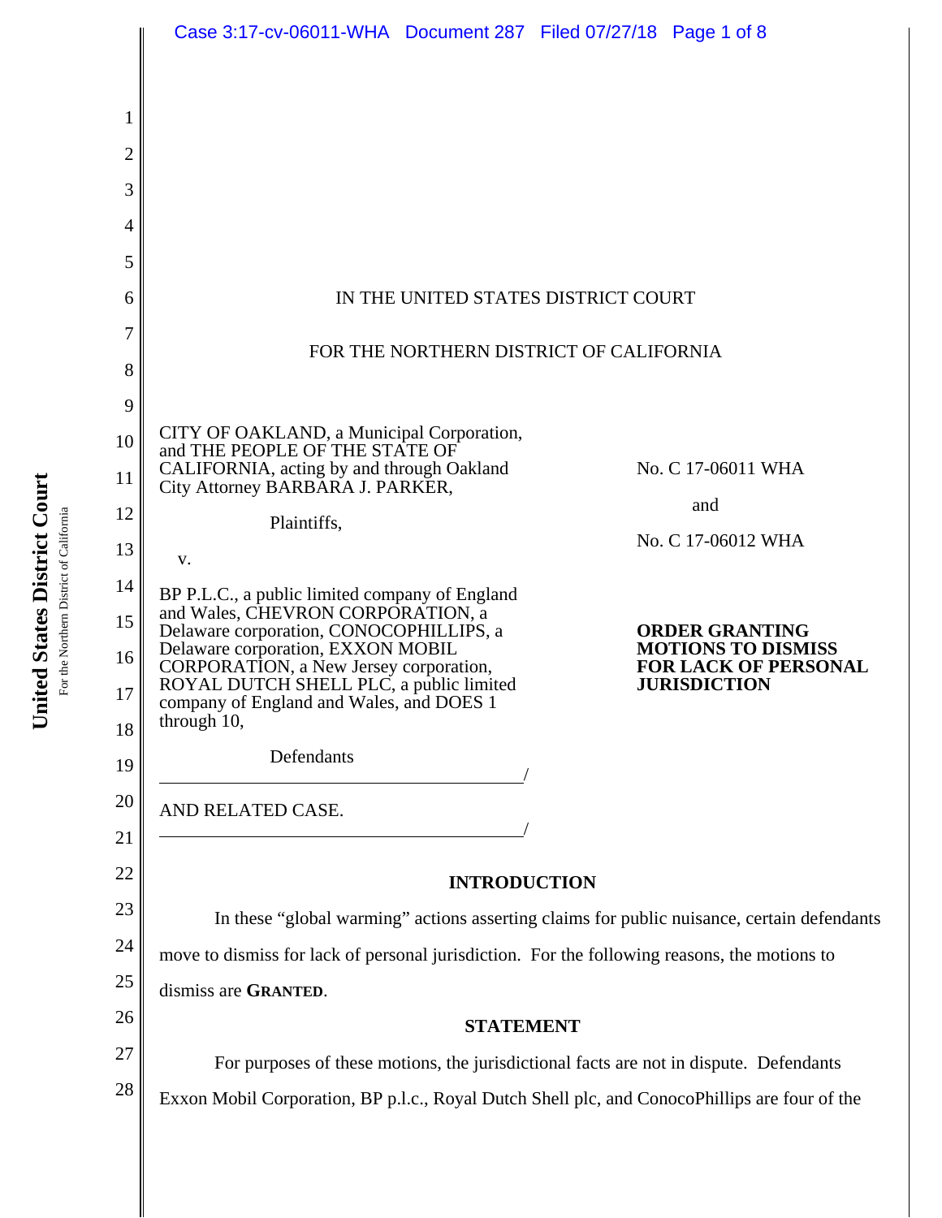IN THE UNITED STATES DISTRICT COURT

FOR THE NORTHERN DISTRICT OF CALIFORNIA

CITY OF OAKLAND, a Municipal Corporation, and THE PEOPLE OF THE STATE OF CALIFORNIA, acting by and through Oakland City Attorney BARBARA J. PARKER,

Plaintiffs,

v.

BP P.L.C., a public limited company of England and Wales, CHEVRON CORPORATION, a Delaware corporation, CONOCOPHILLIPS, a Delaware corporation, EXXON MOBIL CORPORATION, a New Jersey corporation, ROYAL DUTCH SHELL PLC, a public limited company of England and Wales, and DOES 1 through 10,

Defendants
/

AND RELATED CASE.
/

No. C 17-06011 WHA

and

No. C 17-06012 WHA

**ORDER GRANTING MOTIONS TO DISMISS FOR LACK OF PERSONAL JURISDICTION**

## INTRODUCTION

In these "global warming" actions asserting claims for public nuisance, certain defendants move to dismiss for lack of personal jurisdiction. For the following reasons, the motions to dismiss are **GRANTED**.

## STATEMENT

For purposes of these motions, the jurisdictional facts are not in dispute. Defendants Exxon Mobil Corporation, BP p.l.c., Royal Dutch Shell plc, and ConocoPhillips are four of the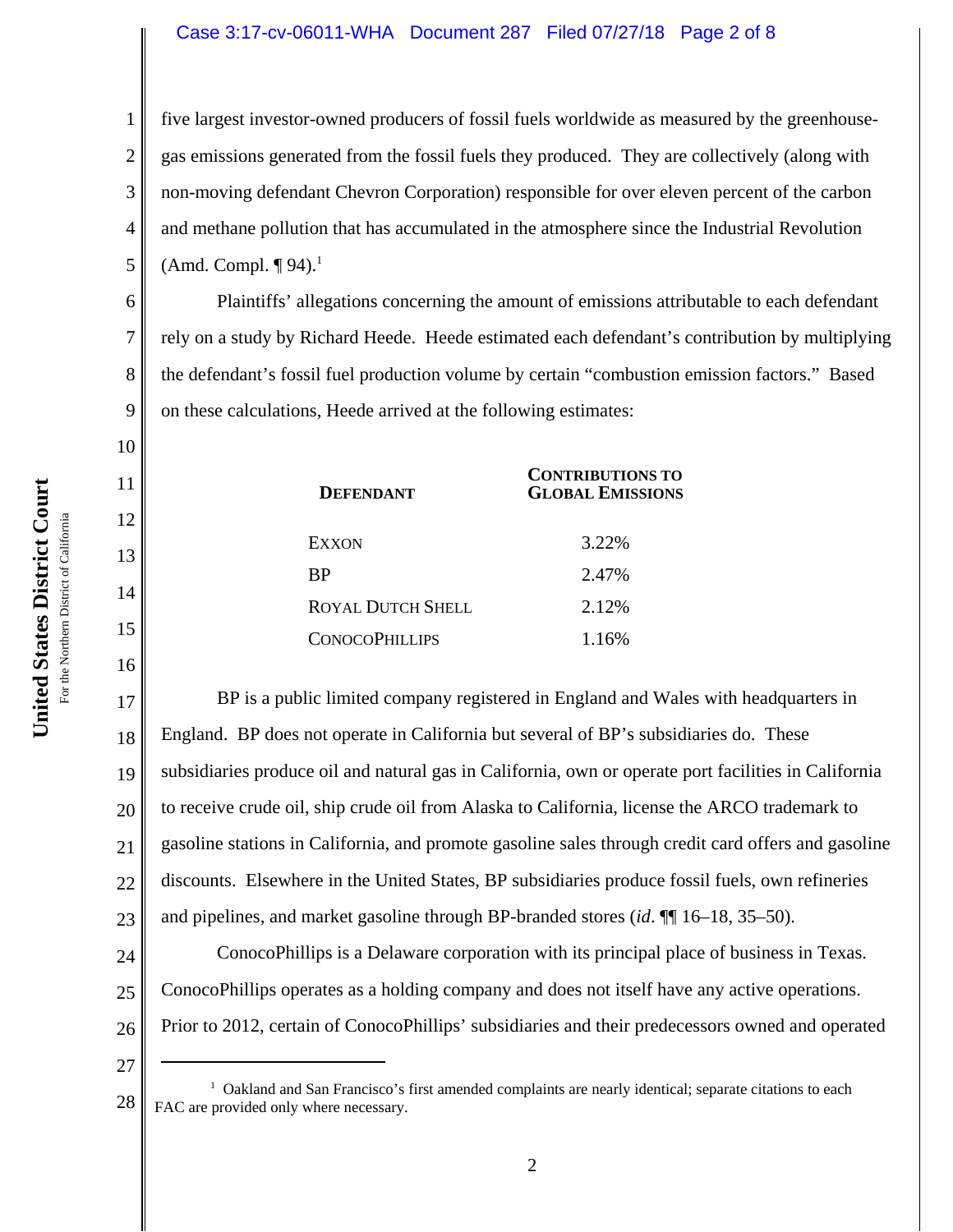five largest investor-owned producers of fossil fuels worldwide as measured by the greenhouse-gas emissions generated from the fossil fuels they produced. They are collectively (along with non-moving defendant Chevron Corporation) responsible for over eleven percent of the carbon and methane pollution that has accumulated in the atmosphere since the Industrial Revolution (Amd. Compl. ¶ 94).[1]

Plaintiffs' allegations concerning the amount of emissions attributable to each defendant rely on a study by Richard Heede. Heede estimated each defendant's contribution by multiplying the defendant's fossil fuel production volume by certain "combustion emission factors." Based on these calculations, Heede arrived at the following estimates:

| **DEFENDANT** | **CONTRIBUTIONS TO GLOBAL EMISSIONS** |
| --- | --- |
| EXXON | 3.22% |
| BP | 2.47% |
| ROYAL DUTCH SHELL | 2.12% |
| CONOCOPHILLIPS | 1.16% |

BP is a public limited company registered in England and Wales with headquarters in England. BP does not operate in California but several of BP's subsidiaries do. These subsidiaries produce oil and natural gas in California, own or operate port facilities in California to receive crude oil, ship crude oil from Alaska to California, license the ARCO trademark to gasoline stations in California, and promote gasoline sales through credit card offers and gasoline discounts. Elsewhere in the United States, BP subsidiaries produce fossil fuels, own refineries and pipelines, and market gasoline through BP-branded stores (*id*. ¶¶ 16–18, 35–50).

ConocoPhillips is a Delaware corporation with its principal place of business in Texas. ConocoPhillips operates as a holding company and does not itself have any active operations. Prior to 2012, certain of ConocoPhillips' subsidiaries and their predecessors owned and operated

---

[1] Oakland and San Francisco's first amended complaints are nearly identical; separate citations to each FAC are provided only where necessary.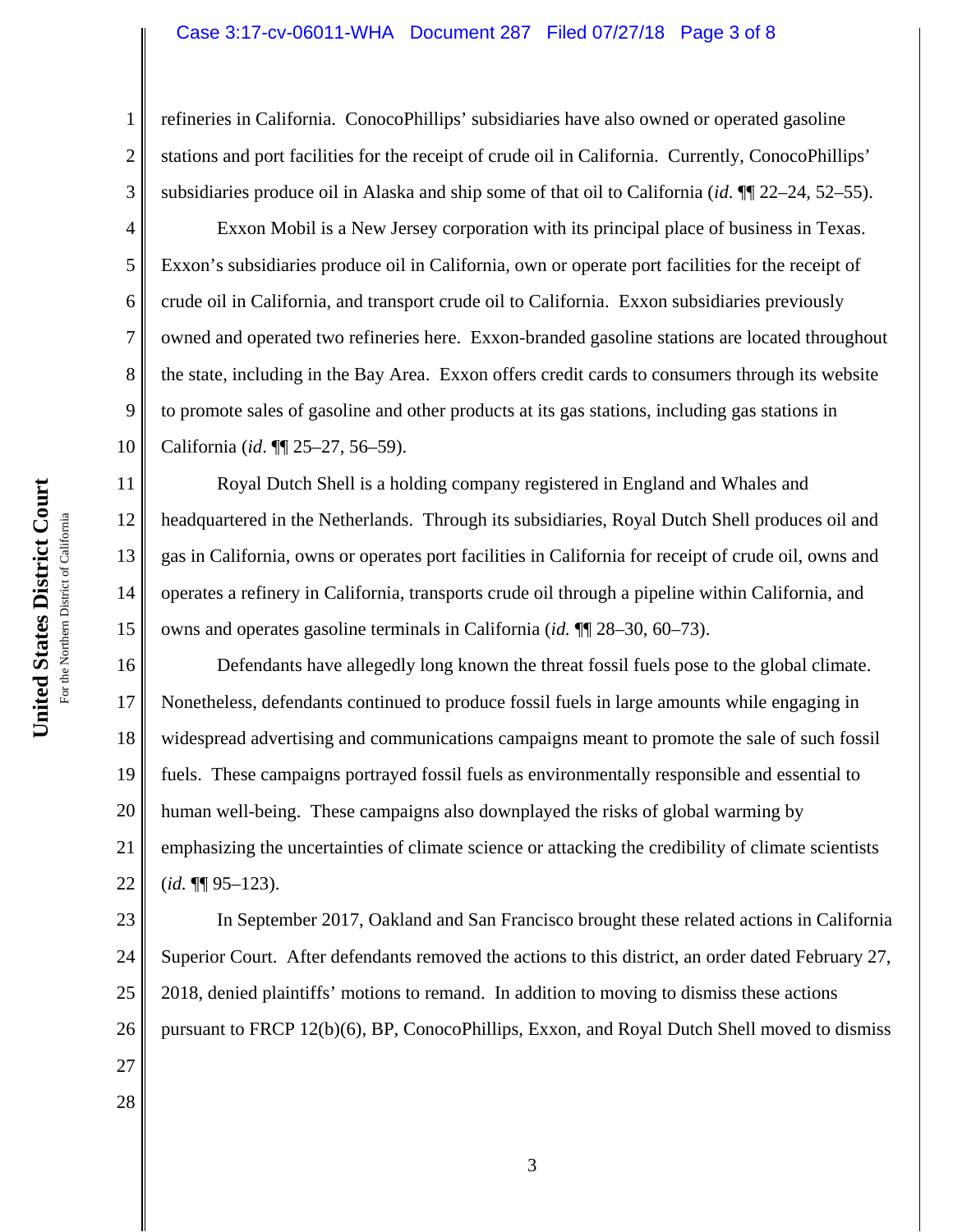refineries in California. ConocoPhillips' subsidiaries have also owned or operated gasoline stations and port facilities for the receipt of crude oil in California. Currently, ConocoPhillips' subsidiaries produce oil in Alaska and ship some of that oil to California (*id*. ¶¶ 22–24, 52–55).

Exxon Mobil is a New Jersey corporation with its principal place of business in Texas. Exxon's subsidiaries produce oil in California, own or operate port facilities for the receipt of crude oil in California, and transport crude oil to California. Exxon subsidiaries previously owned and operated two refineries here. Exxon-branded gasoline stations are located throughout the state, including in the Bay Area. Exxon offers credit cards to consumers through its website to promote sales of gasoline and other products at its gas stations, including gas stations in California (*id*. ¶¶ 25–27, 56–59).

Royal Dutch Shell is a holding company registered in England and Whales and headquartered in the Netherlands. Through its subsidiaries, Royal Dutch Shell produces oil and gas in California, owns or operates port facilities in California for receipt of crude oil, owns and operates a refinery in California, transports crude oil through a pipeline within California, and owns and operates gasoline terminals in California (*id.* ¶¶ 28–30, 60–73).

Defendants have allegedly long known the threat fossil fuels pose to the global climate. Nonetheless, defendants continued to produce fossil fuels in large amounts while engaging in widespread advertising and communications campaigns meant to promote the sale of such fossil fuels. These campaigns portrayed fossil fuels as environmentally responsible and essential to human well-being. These campaigns also downplayed the risks of global warming by emphasizing the uncertainties of climate science or attacking the credibility of climate scientists (*id.* ¶¶ 95–123).

In September 2017, Oakland and San Francisco brought these related actions in California Superior Court. After defendants removed the actions to this district, an order dated February 27, 2018, denied plaintiffs' motions to remand. In addition to moving to dismiss these actions pursuant to FRCP 12(b)(6), BP, ConocoPhillips, Exxon, and Royal Dutch Shell moved to dismiss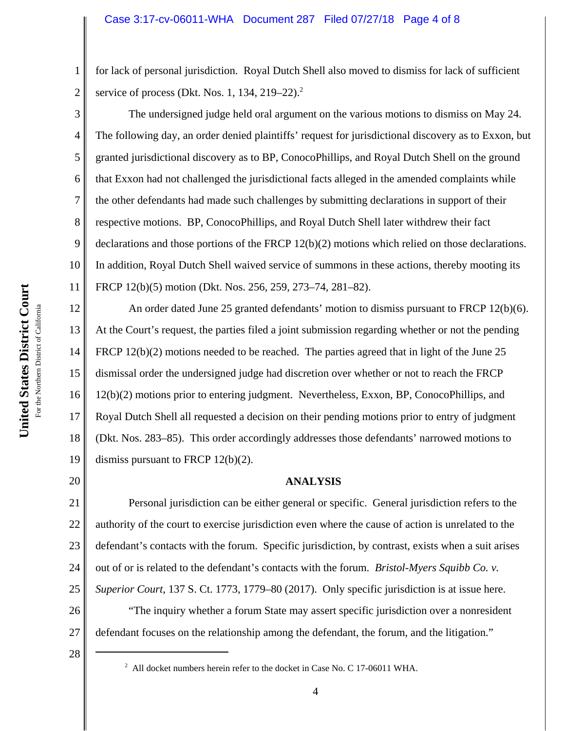for lack of personal jurisdiction. Royal Dutch Shell also moved to dismiss for lack of sufficient service of process (Dkt. Nos. 1, 134, 219–22).[2]

The undersigned judge held oral argument on the various motions to dismiss on May 24. The following day, an order denied plaintiffs' request for jurisdictional discovery as to Exxon, but granted jurisdictional discovery as to BP, ConocoPhillips, and Royal Dutch Shell on the ground that Exxon had not challenged the jurisdictional facts alleged in the amended complaints while the other defendants had made such challenges by submitting declarations in support of their respective motions. BP, ConocoPhillips, and Royal Dutch Shell later withdrew their fact declarations and those portions of the FRCP 12(b)(2) motions which relied on those declarations. In addition, Royal Dutch Shell waived service of summons in these actions, thereby mooting its FRCP 12(b)(5) motion (Dkt. Nos. 256, 259, 273–74, 281–82).

An order dated June 25 granted defendants' motion to dismiss pursuant to FRCP 12(b)(6). At the Court's request, the parties filed a joint submission regarding whether or not the pending FRCP 12(b)(2) motions needed to be reached. The parties agreed that in light of the June 25 dismissal order the undersigned judge had discretion over whether or not to reach the FRCP 12(b)(2) motions prior to entering judgment. Nevertheless, Exxon, BP, ConocoPhillips, and Royal Dutch Shell all requested a decision on their pending motions prior to entry of judgment (Dkt. Nos. 283–85). This order accordingly addresses those defendants' narrowed motions to dismiss pursuant to FRCP 12(b)(2).

**ANALYSIS**

Personal jurisdiction can be either general or specific. General jurisdiction refers to the authority of the court to exercise jurisdiction even where the cause of action is unrelated to the defendant's contacts with the forum. Specific jurisdiction, by contrast, exists when a suit arises out of or is related to the defendant's contacts with the forum. *Bristol-Myers Squibb Co. v. Superior Court*, 137 S. Ct. 1773, 1779–80 (2017). Only specific jurisdiction is at issue here.

"The inquiry whether a forum State may assert specific jurisdiction over a nonresident defendant focuses on the relationship among the defendant, the forum, and the litigation."

---

[2] All docket numbers herein refer to the docket in Case No. C 17-06011 WHA.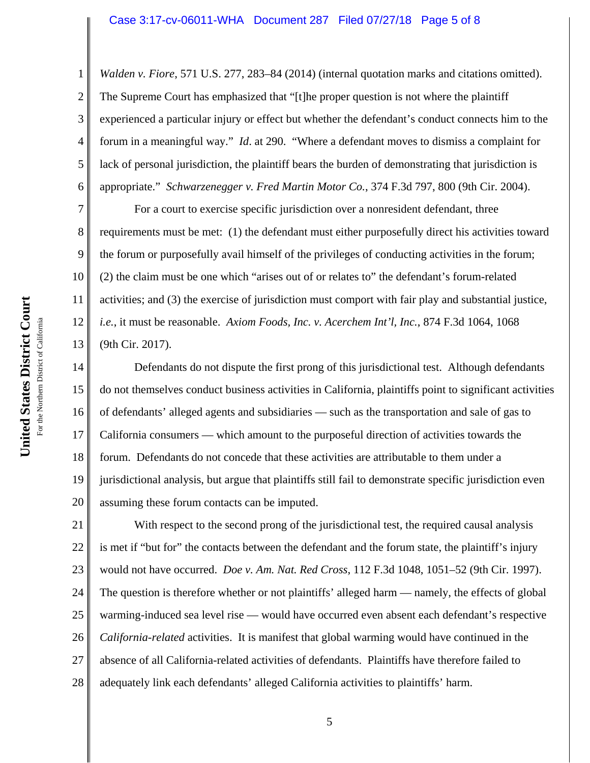*Walden v. Fiore*, 571 U.S. 277, 283–84 (2014) (internal quotation marks and citations omitted). The Supreme Court has emphasized that "[t]he proper question is not where the plaintiff experienced a particular injury or effect but whether the defendant's conduct connects him to the forum in a meaningful way." *Id*. at 290. "Where a defendant moves to dismiss a complaint for lack of personal jurisdiction, the plaintiff bears the burden of demonstrating that jurisdiction is appropriate." *Schwarzenegger v. Fred Martin Motor Co.*, 374 F.3d 797, 800 (9th Cir. 2004).

For a court to exercise specific jurisdiction over a nonresident defendant, three requirements must be met: (1) the defendant must either purposefully direct his activities toward the forum or purposefully avail himself of the privileges of conducting activities in the forum; (2) the claim must be one which "arises out of or relates to" the defendant's forum-related activities; and (3) the exercise of jurisdiction must comport with fair play and substantial justice, *i.e.*, it must be reasonable. *Axiom Foods, Inc. v. Acerchem Int'l, Inc.*, 874 F.3d 1064, 1068 (9th Cir. 2017).

Defendants do not dispute the first prong of this jurisdictional test. Although defendants do not themselves conduct business activities in California, plaintiffs point to significant activities of defendants' alleged agents and subsidiaries — such as the transportation and sale of gas to California consumers — which amount to the purposeful direction of activities towards the forum. Defendants do not concede that these activities are attributable to them under a jurisdictional analysis, but argue that plaintiffs still fail to demonstrate specific jurisdiction even assuming these forum contacts can be imputed.

With respect to the second prong of the jurisdictional test, the required causal analysis is met if "but for" the contacts between the defendant and the forum state, the plaintiff's injury would not have occurred. *Doe v. Am. Nat. Red Cross*, 112 F.3d 1048, 1051–52 (9th Cir. 1997). The question is therefore whether or not plaintiffs' alleged harm — namely, the effects of global warming-induced sea level rise — would have occurred even absent each defendant's respective *California-related* activities. It is manifest that global warming would have continued in the absence of all California-related activities of defendants. Plaintiffs have therefore failed to adequately link each defendants' alleged California activities to plaintiffs' harm.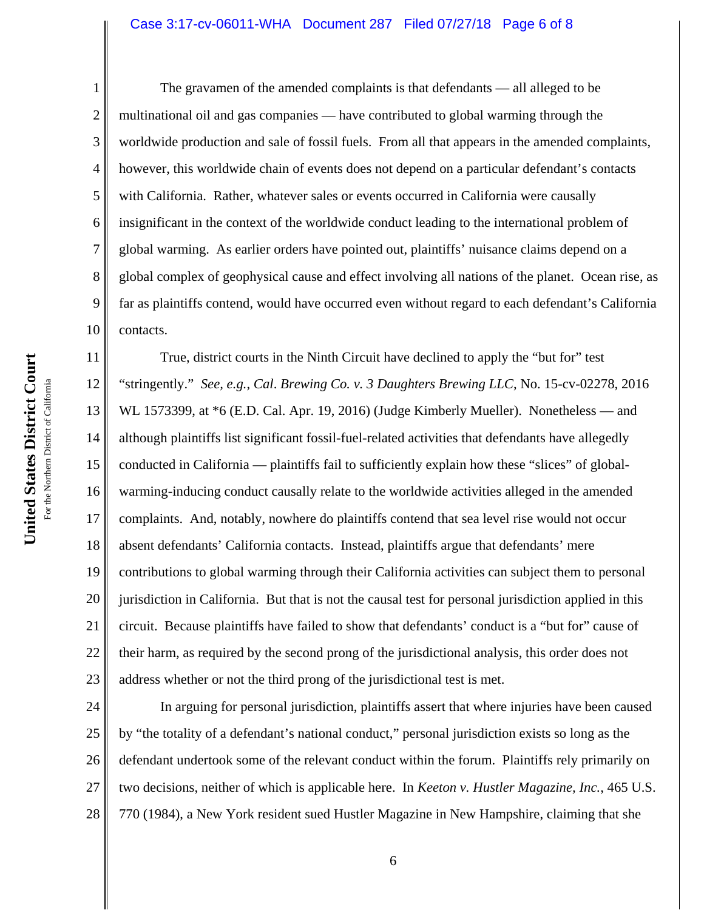The gravamen of the amended complaints is that defendants — all alleged to be multinational oil and gas companies — have contributed to global warming through the worldwide production and sale of fossil fuels. From all that appears in the amended complaints, however, this worldwide chain of events does not depend on a particular defendant's contacts with California. Rather, whatever sales or events occurred in California were causally insignificant in the context of the worldwide conduct leading to the international problem of global warming. As earlier orders have pointed out, plaintiffs' nuisance claims depend on a global complex of geophysical cause and effect involving all nations of the planet. Ocean rise, as far as plaintiffs contend, would have occurred even without regard to each defendant's California contacts.

True, district courts in the Ninth Circuit have declined to apply the "but for" test "stringently." *See, e.g.*, *Cal. Brewing Co. v. 3 Daughters Brewing LLC*, No. 15-cv-02278, 2016 WL 1573399, at *6 (E.D. Cal. Apr. 19, 2016) (Judge Kimberly Mueller). Nonetheless — and although plaintiffs list significant fossil-fuel-related activities that defendants have allegedly conducted in California — plaintiffs fail to sufficiently explain how these "slices" of global-warming-inducing conduct causally relate to the worldwide activities alleged in the amended complaints. And, notably, nowhere do plaintiffs contend that sea level rise would not occur absent defendants' California contacts. Instead, plaintiffs argue that defendants' mere contributions to global warming through their California activities can subject them to personal jurisdiction in California. But that is not the causal test for personal jurisdiction applied in this circuit. Because plaintiffs have failed to show that defendants' conduct is a "but for" cause of their harm, as required by the second prong of the jurisdictional analysis, this order does not address whether or not the third prong of the jurisdictional test is met.

In arguing for personal jurisdiction, plaintiffs assert that where injuries have been caused by "the totality of a defendant's national conduct," personal jurisdiction exists so long as the defendant undertook some of the relevant conduct within the forum. Plaintiffs rely primarily on two decisions, neither of which is applicable here. In *Keeton v. Hustler Magazine, Inc.*, 465 U.S. 770 (1984), a New York resident sued Hustler Magazine in New Hampshire, claiming that she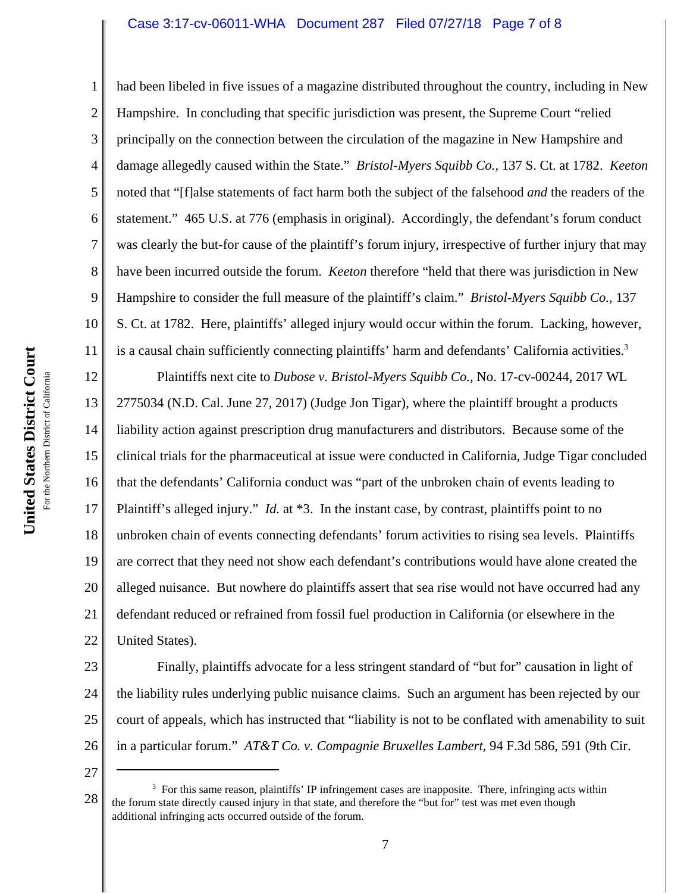had been libeled in five issues of a magazine distributed throughout the country, including in New Hampshire. In concluding that specific jurisdiction was present, the Supreme Court "relied principally on the connection between the circulation of the magazine in New Hampshire and damage allegedly caused within the State." *Bristol-Myers Squibb Co.*, 137 S. Ct. at 1782. *Keeton* noted that "[f]alse statements of fact harm both the subject of the falsehood *and* the readers of the statement." 465 U.S. at 776 (emphasis in original). Accordingly, the defendant's forum conduct was clearly the but-for cause of the plaintiff's forum injury, irrespective of further injury that may have been incurred outside the forum. *Keeton* therefore "held that there was jurisdiction in New Hampshire to consider the full measure of the plaintiff's claim." *Bristol-Myers Squibb Co.*, 137 S. Ct. at 1782. Here, plaintiffs' alleged injury would occur within the forum. Lacking, however, is a causal chain sufficiently connecting plaintiffs' harm and defendants' California activities.[3]

Plaintiffs next cite to *Dubose v. Bristol-Myers Squibb Co.*, No. 17-cv-00244, 2017 WL 2775034 (N.D. Cal. June 27, 2017) (Judge Jon Tigar), where the plaintiff brought a products liability action against prescription drug manufacturers and distributors. Because some of the clinical trials for the pharmaceutical at issue were conducted in California, Judge Tigar concluded that the defendants' California conduct was "part of the unbroken chain of events leading to Plaintiff's alleged injury." *Id.* at *3. In the instant case, by contrast, plaintiffs point to no unbroken chain of events connecting defendants' forum activities to rising sea levels. Plaintiffs are correct that they need not show each defendant's contributions would have alone created the alleged nuisance. But nowhere do plaintiffs assert that sea rise would not have occurred had any defendant reduced or refrained from fossil fuel production in California (or elsewhere in the United States).

Finally, plaintiffs advocate for a less stringent standard of "but for" causation in light of the liability rules underlying public nuisance claims. Such an argument has been rejected by our court of appeals, which has instructed that "liability is not to be conflated with amenability to suit in a particular forum." *AT&T Co. v. Compagnie Bruxelles Lambert*, 94 F.3d 586, 591 (9th Cir.

---

[3] For this same reason, plaintiffs' IP infringement cases are inapposite. There, infringing acts within the forum state directly caused injury in that state, and therefore the "but for" test was met even though additional infringing acts occurred outside of the forum.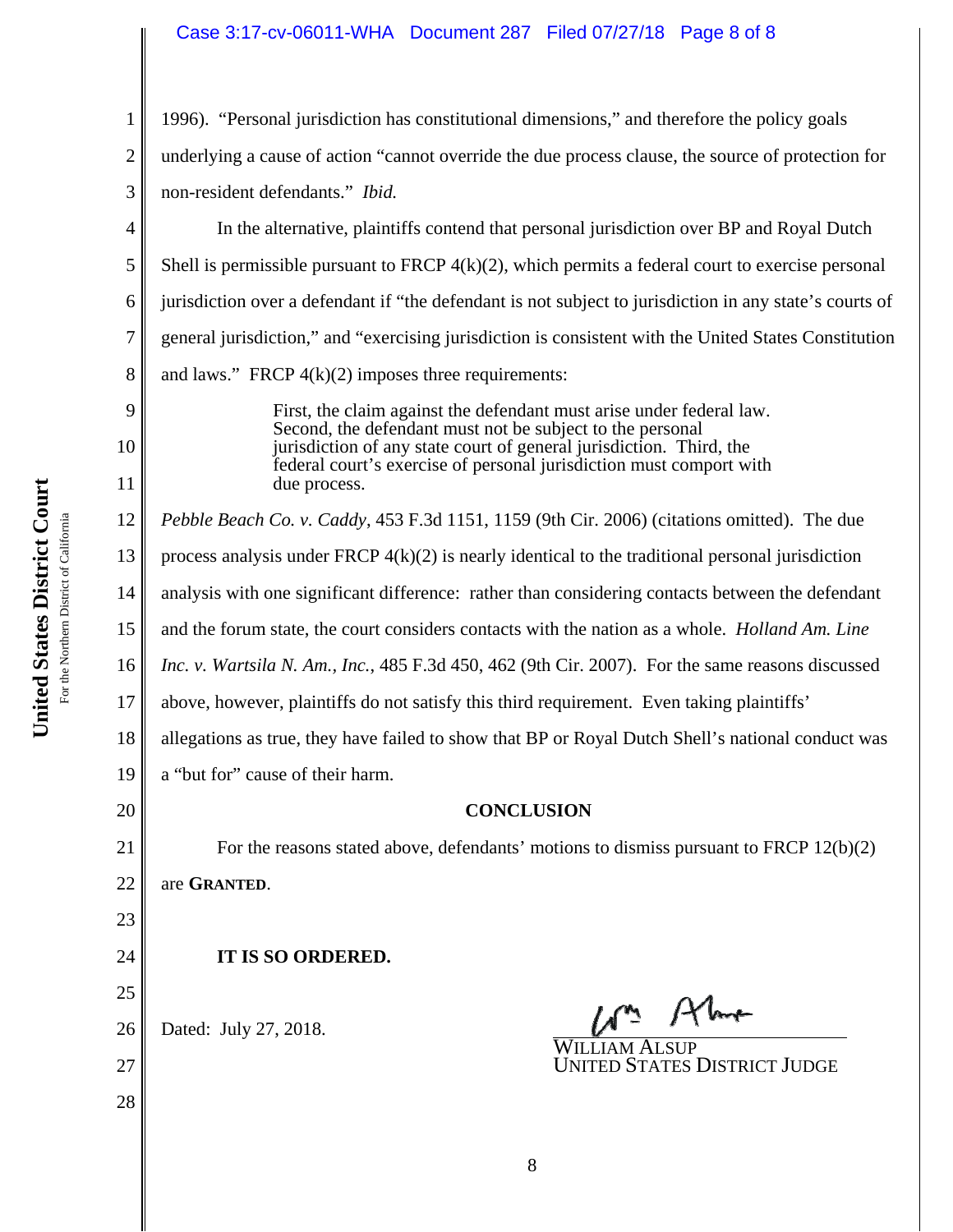1996). "Personal jurisdiction has constitutional dimensions," and therefore the policy goals underlying a cause of action "cannot override the due process clause, the source of protection for non-resident defendants." *Ibid.*

In the alternative, plaintiffs contend that personal jurisdiction over BP and Royal Dutch Shell is permissible pursuant to FRCP 4(k)(2), which permits a federal court to exercise personal jurisdiction over a defendant if "the defendant is not subject to jurisdiction in any state's courts of general jurisdiction," and "exercising jurisdiction is consistent with the United States Constitution and laws." FRCP 4(k)(2) imposes three requirements:

> First, the claim against the defendant must arise under federal law. Second, the defendant must not be subject to the personal jurisdiction of any state court of general jurisdiction. Third, the federal court's exercise of personal jurisdiction must comport with due process.

*Pebble Beach Co. v. Caddy*, 453 F.3d 1151, 1159 (9th Cir. 2006) (citations omitted). The due process analysis under FRCP 4(k)(2) is nearly identical to the traditional personal jurisdiction analysis with one significant difference: rather than considering contacts between the defendant and the forum state, the court considers contacts with the nation as a whole. *Holland Am. Line Inc. v. Wartsila N. Am., Inc.*, 485 F.3d 450, 462 (9th Cir. 2007). For the same reasons discussed above, however, plaintiffs do not satisfy this third requirement. Even taking plaintiffs' allegations as true, they have failed to show that BP or Royal Dutch Shell's national conduct was a "but for" cause of their harm.

## CONCLUSION

For the reasons stated above, defendants' motions to dismiss pursuant to FRCP 12(b)(2) are **GRANTED**.

**IT IS SO ORDERED.**

Dated: July 27, 2018.

WILLIAM ALSUP
UNITED STATES DISTRICT JUDGE